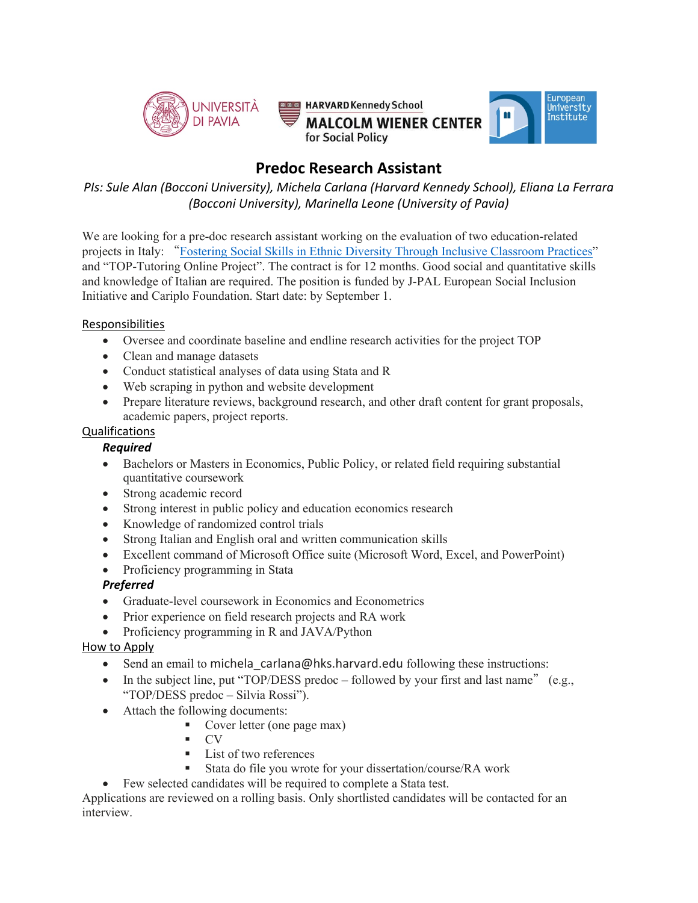UNIVERSITÀ DI PAVIA

HARVARD Kennedy School MALCOLM WIENER CENTER for Social Policy

European University Institute

# Predoc Research Assistant

*PIs: Sule Alan (Bocconi University), Michela Carlana (Harvard Kennedy School), Eliana La Ferrara (Bocconi University), Marinella Leone (University of Pavia)*

We are looking for a pre-doc research assistant working on the evaluation of two education-related projects in Italy: "Fostering Social Skills in Ethnic Diversity Through Inclusive Classroom Practices" and "TOP-Tutoring Online Project". The contract is for 12 months. Good social and quantitative skills and knowledge of Italian are required. The position is funded by J-PAL European Social Inclusion Initiative and Cariplo Foundation. Start date: by September 1.

## Responsibilities

- Oversee and coordinate baseline and endline research activities for the project TOP
- Clean and manage datasets
- Conduct statistical analyses of data using Stata and R
- Web scraping in python and website development
- Prepare literature reviews, background research, and other draft content for grant proposals, academic papers, project reports.

## Qualifications

### *Required*

- Bachelors or Masters in Economics, Public Policy, or related field requiring substantial quantitative coursework
- Strong academic record
- Strong interest in public policy and education economics research
- Knowledge of randomized control trials
- Strong Italian and English oral and written communication skills
- Excellent command of Microsoft Office suite (Microsoft Word, Excel, and PowerPoint)
- Proficiency programming in Stata

### *Preferred*

- Graduate-level coursework in Economics and Econometrics
- Prior experience on field research projects and RA work
- Proficiency programming in R and JAVA/Python

## How to Apply

- Send an email to michela_carlana@hks.harvard.edu following these instructions:
- In the subject line, put "TOP/DESS predoc – followed by your first and last name" (e.g., "TOP/DESS predoc – Silvia Rossi").
- Attach the following documents:
  - Cover letter (one page max)
  - CV
  - List of two references
  - Stata do file you wrote for your dissertation/course/RA work
- Few selected candidates will be required to complete a Stata test.

Applications are reviewed on a rolling basis. Only shortlisted candidates will be contacted for an interview.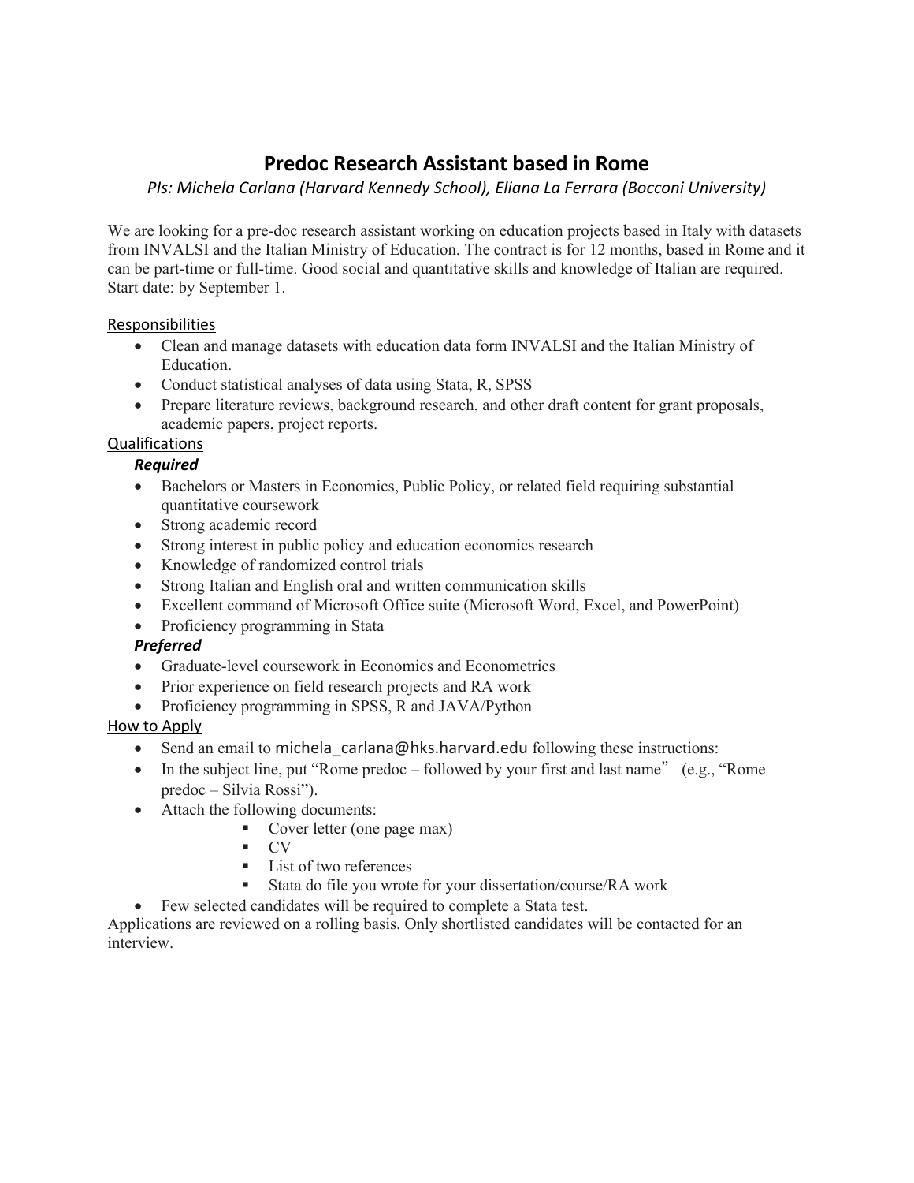# Predoc Research Assistant based in Rome

*PIs: Michela Carlana (Harvard Kennedy School), Eliana La Ferrara (Bocconi University)*

We are looking for a pre-doc research assistant working on education projects based in Italy with datasets from INVALSI and the Italian Ministry of Education. The contract is for 12 months, based in Rome and it can be part-time or full-time. Good social and quantitative skills and knowledge of Italian are required. Start date: by September 1.

## Responsibilities

- Clean and manage datasets with education data form INVALSI and the Italian Ministry of Education.
- Conduct statistical analyses of data using Stata, R, SPSS
- Prepare literature reviews, background research, and other draft content for grant proposals, academic papers, project reports.

## Qualifications

### *Required*

- Bachelors or Masters in Economics, Public Policy, or related field requiring substantial quantitative coursework
- Strong academic record
- Strong interest in public policy and education economics research
- Knowledge of randomized control trials
- Strong Italian and English oral and written communication skills
- Excellent command of Microsoft Office suite (Microsoft Word, Excel, and PowerPoint)
- Proficiency programming in Stata

### *Preferred*

- Graduate-level coursework in Economics and Econometrics
- Prior experience on field research projects and RA work
- Proficiency programming in SPSS, R and JAVA/Python

## How to Apply

- Send an email to michela_carlana@hks.harvard.edu following these instructions:
- In the subject line, put "Rome predoc – followed by your first and last name" (e.g., "Rome predoc – Silvia Rossi").
- Attach the following documents:
  - Cover letter (one page max)
  - CV
  - List of two references
  - Stata do file you wrote for your dissertation/course/RA work
- Few selected candidates will be required to complete a Stata test.

Applications are reviewed on a rolling basis. Only shortlisted candidates will be contacted for an interview.